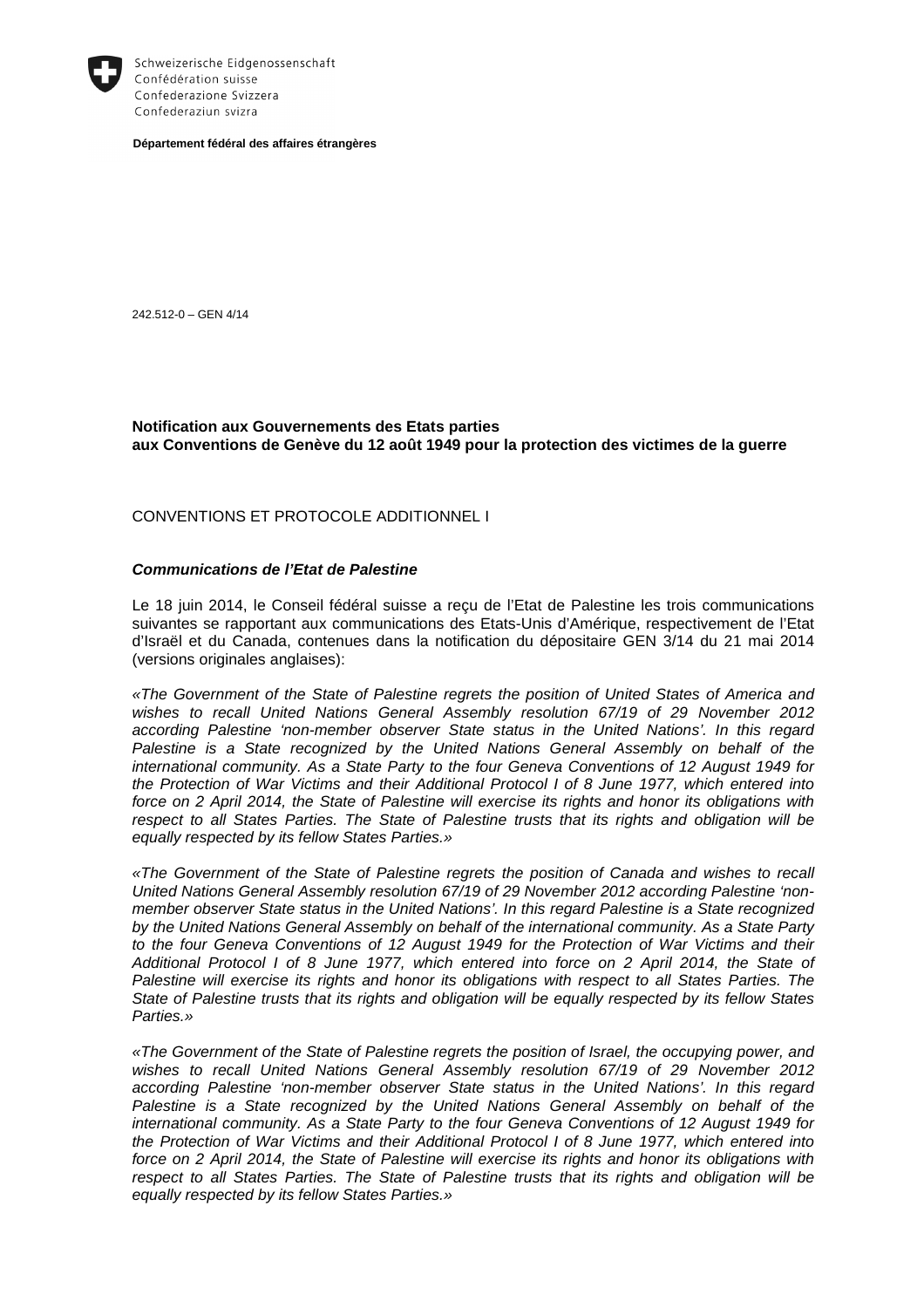Schweizerische Eidgenossenschaft
Confédération suisse
Confederazione Svizzera
Confederaziun svizra

**Département fédéral des affaires étrangères**

242.512-0 – GEN 4/14

**Notification aux Gouvernements des Etats parties**
**aux Conventions de Genève du 12 août 1949 pour la protection des victimes de la guerre**

CONVENTIONS ET PROTOCOLE ADDITIONNEL I

***Communications de l'Etat de Palestine***

Le 18 juin 2014, le Conseil fédéral suisse a reçu de l'Etat de Palestine les trois communications suivantes se rapportant aux communications des Etats-Unis d'Amérique, respectivement de l'Etat d'Israël et du Canada, contenues dans la notification du dépositaire GEN 3/14 du 21 mai 2014 (versions originales anglaises):

*«The Government of the State of Palestine regrets the position of United States of America and wishes to recall United Nations General Assembly resolution 67/19 of 29 November 2012 according Palestine 'non-member observer State status in the United Nations'. In this regard Palestine is a State recognized by the United Nations General Assembly on behalf of the international community. As a State Party to the four Geneva Conventions of 12 August 1949 for the Protection of War Victims and their Additional Protocol I of 8 June 1977, which entered into force on 2 April 2014, the State of Palestine will exercise its rights and honor its obligations with respect to all States Parties. The State of Palestine trusts that its rights and obligation will be equally respected by its fellow States Parties.»*

*«The Government of the State of Palestine regrets the position of Canada and wishes to recall United Nations General Assembly resolution 67/19 of 29 November 2012 according Palestine 'non-member observer State status in the United Nations'. In this regard Palestine is a State recognized by the United Nations General Assembly on behalf of the international community. As a State Party to the four Geneva Conventions of 12 August 1949 for the Protection of War Victims and their Additional Protocol I of 8 June 1977, which entered into force on 2 April 2014, the State of Palestine will exercise its rights and honor its obligations with respect to all States Parties. The State of Palestine trusts that its rights and obligation will be equally respected by its fellow States Parties.»*

*«The Government of the State of Palestine regrets the position of Israel, the occupying power, and wishes to recall United Nations General Assembly resolution 67/19 of 29 November 2012 according Palestine 'non-member observer State status in the United Nations'. In this regard Palestine is a State recognized by the United Nations General Assembly on behalf of the international community. As a State Party to the four Geneva Conventions of 12 August 1949 for the Protection of War Victims and their Additional Protocol I of 8 June 1977, which entered into force on 2 April 2014, the State of Palestine will exercise its rights and honor its obligations with respect to all States Parties. The State of Palestine trusts that its rights and obligation will be equally respected by its fellow States Parties.»*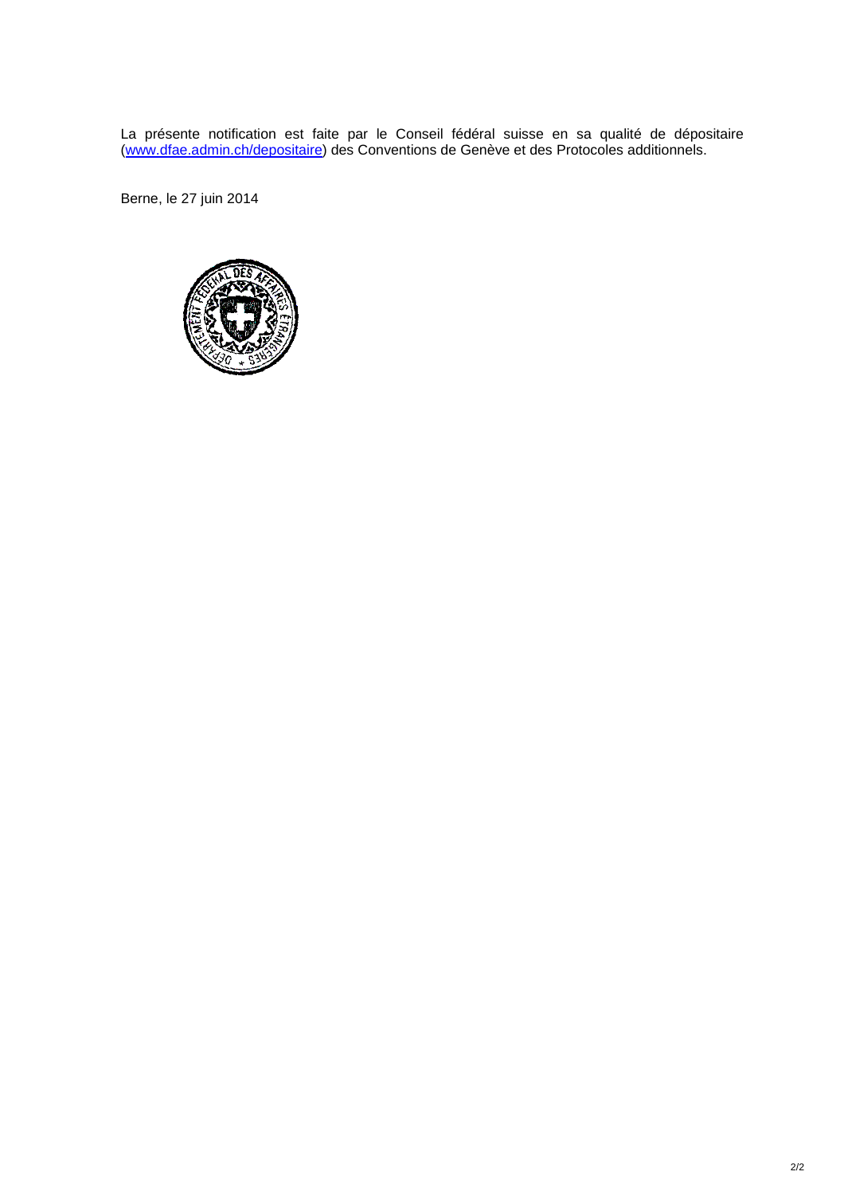La présente notification est faite par le Conseil fédéral suisse en sa qualité de dépositaire ([www.dfae.admin.ch/depositaire](http://www.dfae.admin.ch/depositaire)) des Conventions de Genève et des Protocoles additionnels.

Berne, le 27 juin 2014